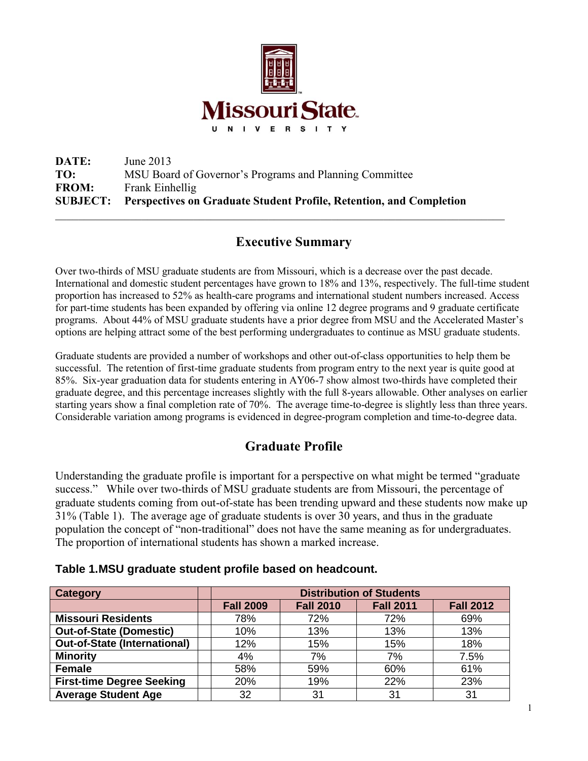Missouri State University

**DATE:** June 2013
**TO:** MSU Board of Governor's Programs and Planning Committee
**FROM:** Frank Einhellig
**SUBJECT:** **Perspectives on Graduate Student Profile, Retention, and Completion**

---

## Executive Summary

Over two-thirds of MSU graduate students are from Missouri, which is a decrease over the past decade. International and domestic student percentages have grown to 18% and 13%, respectively. The full-time student proportion has increased to 52% as health-care programs and international student numbers increased. Access for part-time students has been expanded by offering via online 12 degree programs and 9 graduate certificate programs. About 44% of MSU graduate students have a prior degree from MSU and the Accelerated Master's options are helping attract some of the best performing undergraduates to continue as MSU graduate students.

Graduate students are provided a number of workshops and other out-of-class opportunities to help them be successful. The retention of first-time graduate students from program entry to the next year is quite good at 85%. Six-year graduation data for students entering in AY06-7 show almost two-thirds have completed their graduate degree, and this percentage increases slightly with the full 8-years allowable. Other analyses on earlier starting years show a final completion rate of 70%. The average time-to-degree is slightly less than three years. Considerable variation among programs is evidenced in degree-program completion and time-to-degree data.

## Graduate Profile

Understanding the graduate profile is important for a perspective on what might be termed "graduate success." While over two-thirds of MSU graduate students are from Missouri, the percentage of graduate students coming from out-of-state has been trending upward and these students now make up 31% (Table 1). The average age of graduate students is over 30 years, and thus in the graduate population the concept of "non-traditional" does not have the same meaning as for undergraduates. The proportion of international students has shown a marked increase.

**Table 1.MSU graduate student profile based on headcount.**

| Category | Distribution of Students | | | |
|---|---|---|---|---|
| | Fall 2009 | Fall 2010 | Fall 2011 | Fall 2012 |
| **Missouri Residents** | 78% | 72% | 72% | 69% |
| **Out-of-State (Domestic)** | 10% | 13% | 13% | 13% |
| **Out-of-State (International)** | 12% | 15% | 15% | 18% |
| **Minority** | 4% | 7% | 7% | 7.5% |
| **Female** | 58% | 59% | 60% | 61% |
| **First-time Degree Seeking** | 20% | 19% | 22% | 23% |
| **Average Student Age** | 32 | 31 | 31 | 31 |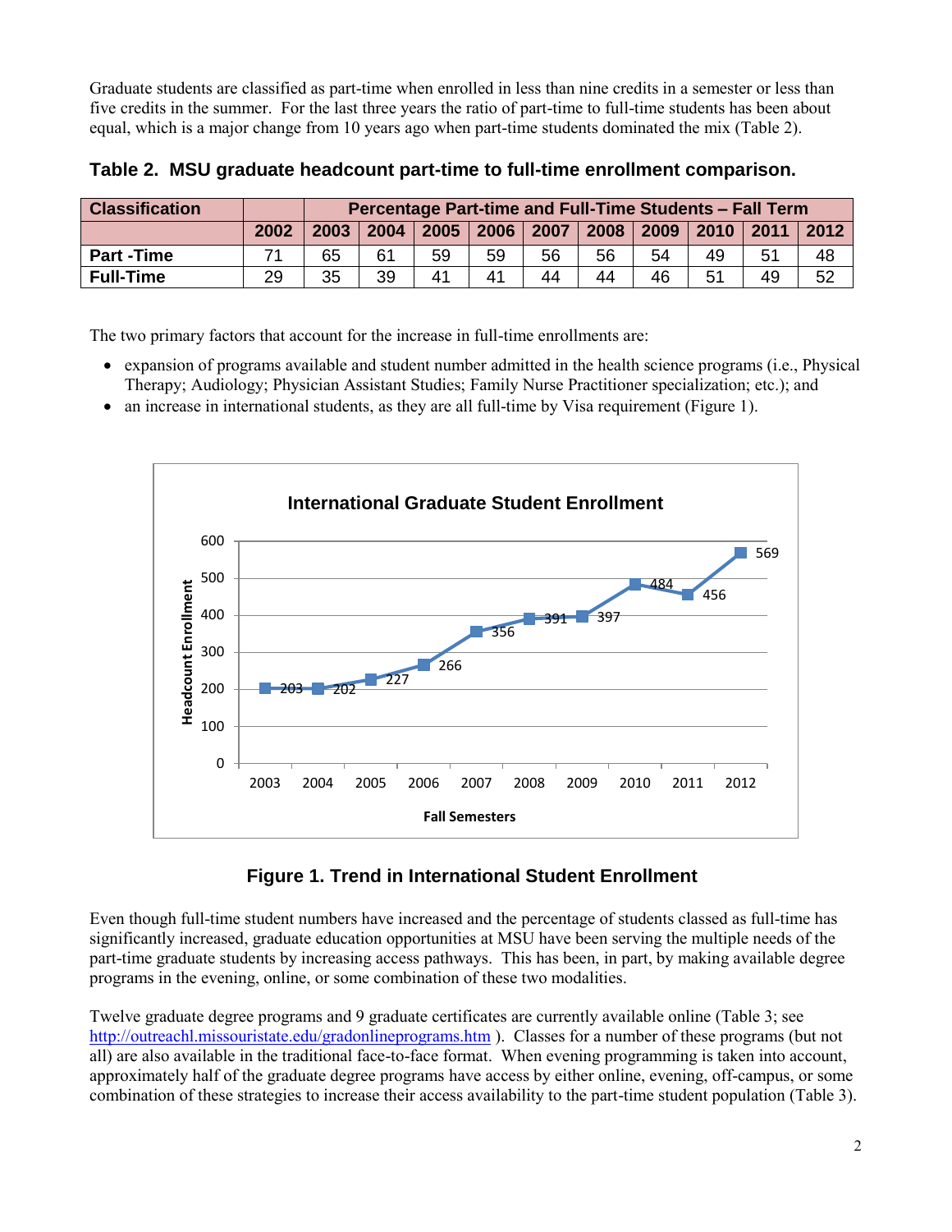Graduate students are classified as part-time when enrolled in less than nine credits in a semester or less than five credits in the summer. For the last three years the ratio of part-time to full-time students has been about equal, which is a major change from 10 years ago when part-time students dominated the mix (Table 2).

**Table 2. MSU graduate headcount part-time to full-time enrollment comparison.**

| Classification | | Percentage Part-time and Full-Time Students – Fall Term | | | | | | | | | |
|---|---|---|---|---|---|---|---|---|---|---|---|
| | 2002 | 2003 | 2004 | 2005 | 2006 | 2007 | 2008 | 2009 | 2010 | 2011 | 2012 |
| **Part -Time** | 71 | 65 | 61 | 59 | 59 | 56 | 56 | 54 | 49 | 51 | 48 |
| **Full-Time** | 29 | 35 | 39 | 41 | 41 | 44 | 44 | 46 | 51 | 49 | 52 |

The two primary factors that account for the increase in full-time enrollments are:

- expansion of programs available and student number admitted in the health science programs (i.e., Physical Therapy; Audiology; Physician Assistant Studies; Family Nurse Practitioner specialization; etc.); and
- an increase in international students, as they are all full-time by Visa requirement (Figure 1).

**Figure 1. Trend in International Student Enrollment**

Even though full-time student numbers have increased and the percentage of students classed as full-time has significantly increased, graduate education opportunities at MSU have been serving the multiple needs of the part-time graduate students by increasing access pathways. This has been, in part, by making available degree programs in the evening, online, or some combination of these two modalities.

Twelve graduate degree programs and 9 graduate certificates are currently available online (Table 3; see http://outreachl.missouristate.edu/gradonlineprograms.htm ). Classes for a number of these programs (but not all) are also available in the traditional face-to-face format. When evening programming is taken into account, approximately half of the graduate degree programs have access by either online, evening, off-campus, or some combination of these strategies to increase their access availability to the part-time student population (Table 3).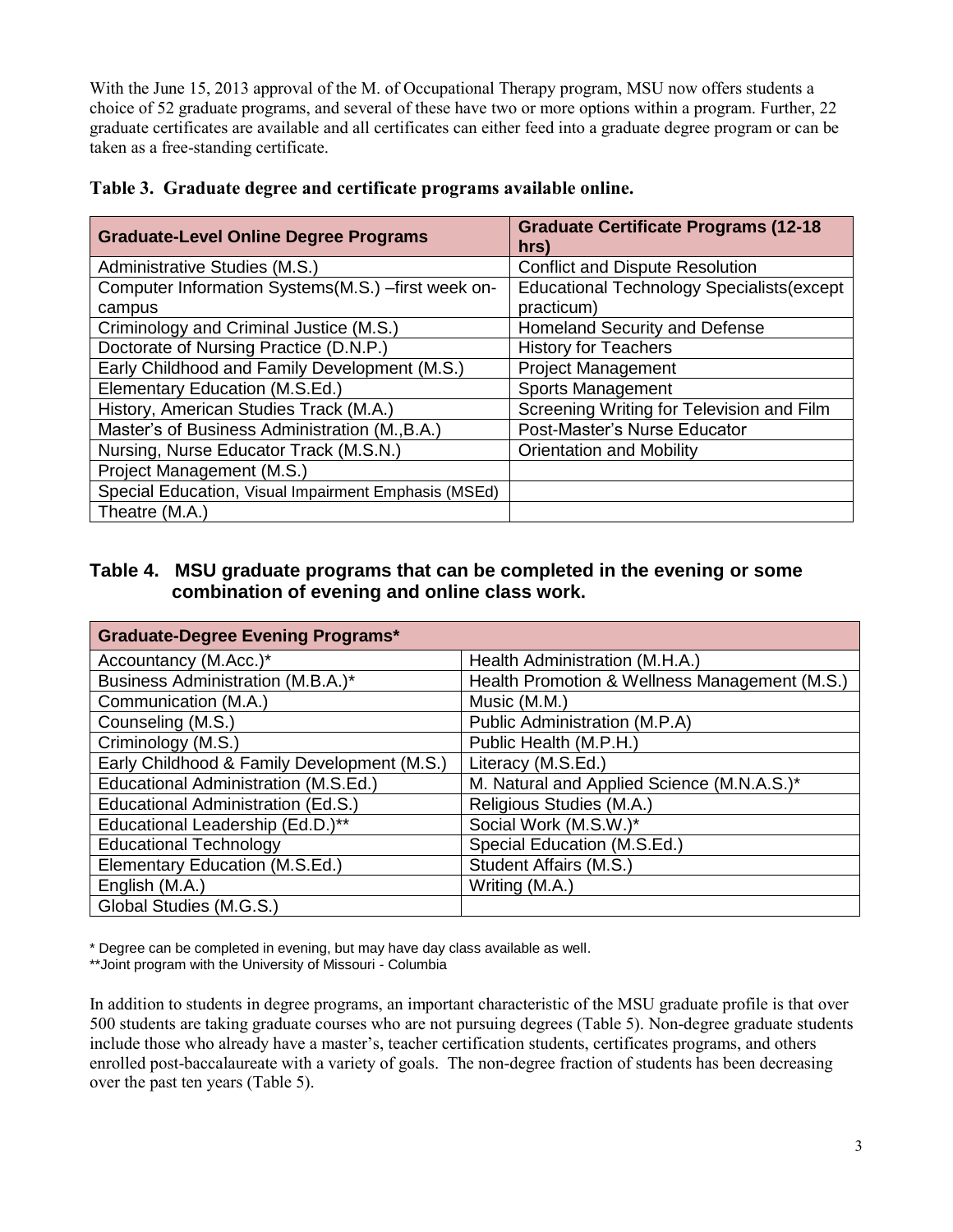With the June 15, 2013 approval of the M. of Occupational Therapy program, MSU now offers students a choice of 52 graduate programs, and several of these have two or more options within a program. Further, 22 graduate certificates are available and all certificates can either feed into a graduate degree program or can be taken as a free-standing certificate.

**Table 3. Graduate degree and certificate programs available online.**

| Graduate-Level Online Degree Programs | Graduate Certificate Programs (12-18 hrs) |
|---|---|
| Administrative Studies (M.S.) | Conflict and Dispute Resolution |
| Computer Information Systems(M.S.) –first week on-campus | Educational Technology Specialists(except practicum) |
| Criminology and Criminal Justice (M.S.) | Homeland Security and Defense |
| Doctorate of Nursing Practice (D.N.P.) | History for Teachers |
| Early Childhood and Family Development (M.S.) | Project Management |
| Elementary Education (M.S.Ed.) | Sports Management |
| History, American Studies Track (M.A.) | Screening Writing for Television and Film |
| Master's of Business Administration (M.,B.A.) | Post-Master's Nurse Educator |
| Nursing, Nurse Educator Track (M.S.N.) | Orientation and Mobility |
| Project Management (M.S.) | |
| Special Education, Visual Impairment Emphasis (MSEd) | |
| Theatre (M.A.) | |

## Table 4. MSU graduate programs that can be completed in the evening or some combination of evening and online class work.

| Graduate-Degree Evening Programs* | |
|---|---|
| Accountancy (M.Acc.)* | Health Administration (M.H.A.) |
| Business Administration (M.B.A.)* | Health Promotion & Wellness Management (M.S.) |
| Communication (M.A.) | Music (M.M.) |
| Counseling (M.S.) | Public Administration (M.P.A) |
| Criminology (M.S.) | Public Health (M.P.H.) |
| Early Childhood & Family Development (M.S.) | Literacy (M.S.Ed.) |
| Educational Administration (M.S.Ed.) | M. Natural and Applied Science (M.N.A.S.)* |
| Educational Administration (Ed.S.) | Religious Studies (M.A.) |
| Educational Leadership (Ed.D.)** | Social Work (M.S.W.)* |
| Educational Technology | Special Education (M.S.Ed.) |
| Elementary Education (M.S.Ed.) | Student Affairs (M.S.) |
| English (M.A.) | Writing (M.A.) |
| Global Studies (M.G.S.) | |

\* Degree can be completed in evening, but may have day class available as well.

\*\*Joint program with the University of Missouri - Columbia

In addition to students in degree programs, an important characteristic of the MSU graduate profile is that over 500 students are taking graduate courses who are not pursuing degrees (Table 5). Non-degree graduate students include those who already have a master's, teacher certification students, certificates programs, and others enrolled post-baccalaureate with a variety of goals. The non-degree fraction of students has been decreasing over the past ten years (Table 5).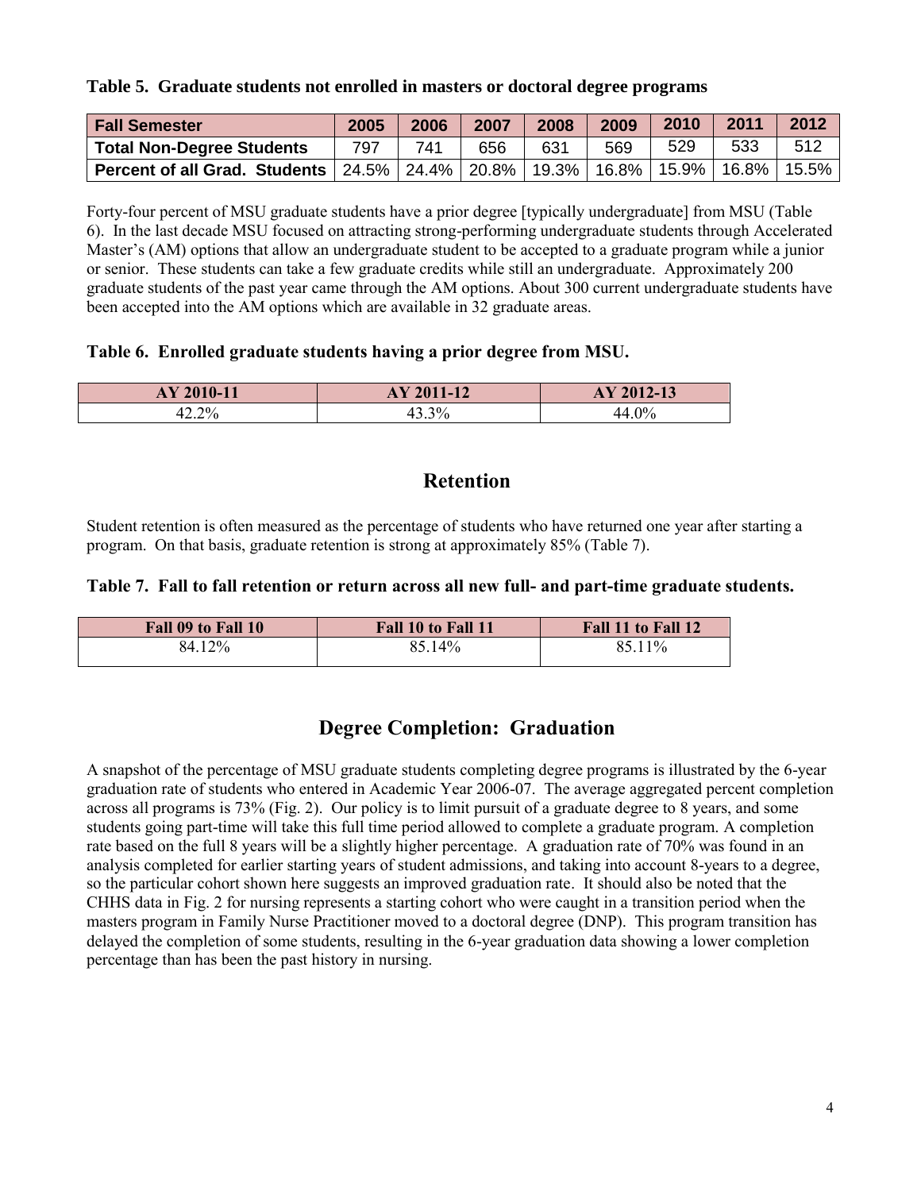**Table 5. Graduate students not enrolled in masters or doctoral degree programs**

| Fall Semester | 2005 | 2006 | 2007 | 2008 | 2009 | 2010 | 2011 | 2012 |
|---|---|---|---|---|---|---|---|---|
| Total Non-Degree Students | 797 | 741 | 656 | 631 | 569 | 529 | 533 | 512 |
| Percent of all Grad. Students | 24.5% | 24.4% | 20.8% | 19.3% | 16.8% | 15.9% | 16.8% | 15.5% |

Forty-four percent of MSU graduate students have a prior degree [typically undergraduate] from MSU (Table 6). In the last decade MSU focused on attracting strong-performing undergraduate students through Accelerated Master's (AM) options that allow an undergraduate student to be accepted to a graduate program while a junior or senior. These students can take a few graduate credits while still an undergraduate. Approximately 200 graduate students of the past year came through the AM options. About 300 current undergraduate students have been accepted into the AM options which are available in 32 graduate areas.

**Table 6. Enrolled graduate students having a prior degree from MSU.**

| AY 2010-11 | AY 2011-12 | AY 2012-13 |
|---|---|---|
| 42.2% | 43.3% | 44.0% |

## Retention

Student retention is often measured as the percentage of students who have returned one year after starting a program. On that basis, graduate retention is strong at approximately 85% (Table 7).

**Table 7. Fall to fall retention or return across all new full- and part-time graduate students.**

| Fall 09 to Fall 10 | Fall 10 to Fall 11 | Fall 11 to Fall 12 |
|---|---|---|
| 84.12% | 85.14% | 85.11% |

## Degree Completion: Graduation

A snapshot of the percentage of MSU graduate students completing degree programs is illustrated by the 6-year graduation rate of students who entered in Academic Year 2006-07. The average aggregated percent completion across all programs is 73% (Fig. 2). Our policy is to limit pursuit of a graduate degree to 8 years, and some students going part-time will take this full time period allowed to complete a graduate program. A completion rate based on the full 8 years will be a slightly higher percentage. A graduation rate of 70% was found in an analysis completed for earlier starting years of student admissions, and taking into account 8-years to a degree, so the particular cohort shown here suggests an improved graduation rate. It should also be noted that the CHHS data in Fig. 2 for nursing represents a starting cohort who were caught in a transition period when the masters program in Family Nurse Practitioner moved to a doctoral degree (DNP). This program transition has delayed the completion of some students, resulting in the 6-year graduation data showing a lower completion percentage than has been the past history in nursing.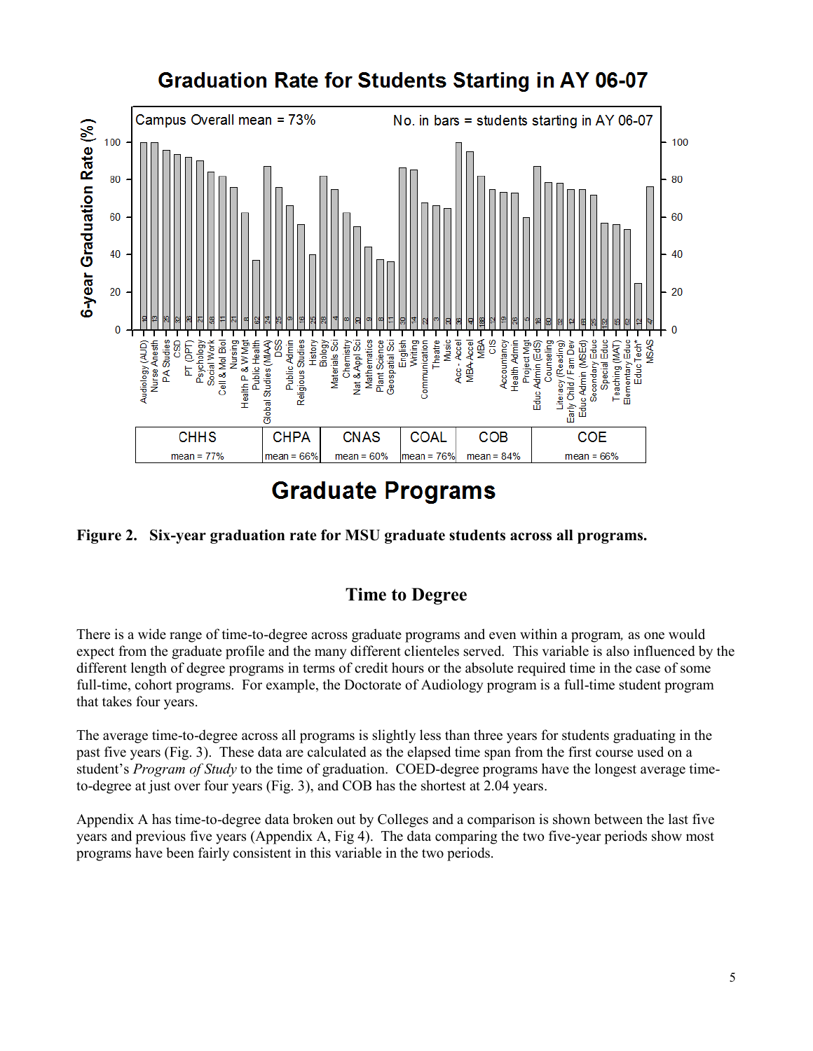Figure 2. Six-year graduation rate for MSU graduate students across all programs.

## Time to Degree

There is a wide range of time-to-degree across graduate programs and even within a program, as one would expect from the graduate profile and the many different clienteles served. This variable is also influenced by the different length of degree programs in terms of credit hours or the absolute required time in the case of some full-time, cohort programs. For example, the Doctorate of Audiology program is a full-time student program that takes four years.

The average time-to-degree across all programs is slightly less than three years for students graduating in the past five years (Fig. 3). These data are calculated as the elapsed time span from the first course used on a student's *Program of Study* to the time of graduation. COED-degree programs have the longest average time-to-degree at just over four years (Fig. 3), and COB has the shortest at 2.04 years.

Appendix A has time-to-degree data broken out by Colleges and a comparison is shown between the last five years and previous five years (Appendix A, Fig 4). The data comparing the two five-year periods show most programs have been fairly consistent in this variable in the two periods.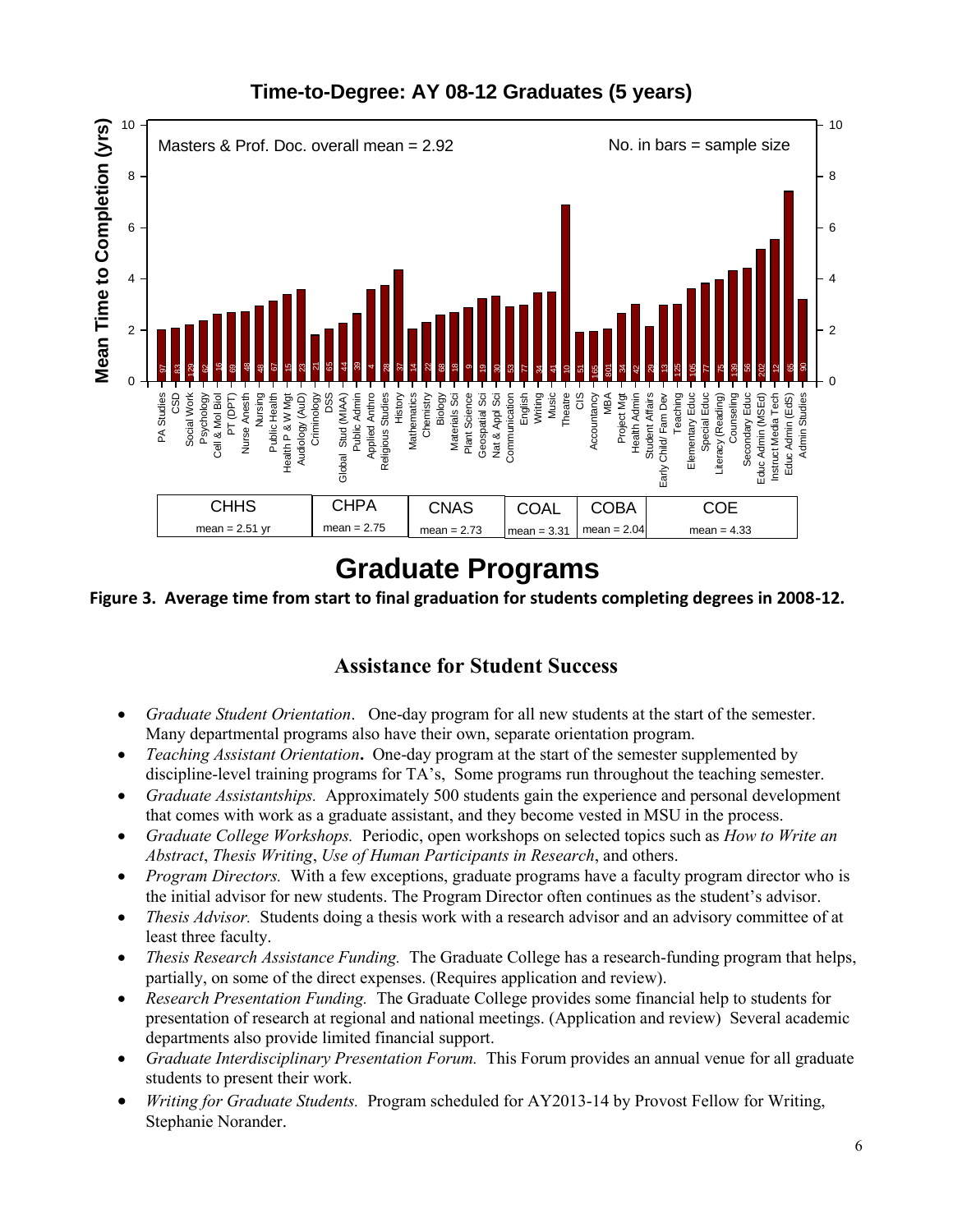Figure 3. Average time from start to final graduation for students completing degrees in 2008-12.

## Assistance for Student Success

- *Graduate Student Orientation*. One-day program for all new students at the start of the semester. Many departmental programs also have their own, separate orientation program.
- *Teaching Assistant Orientation***.** One-day program at the start of the semester supplemented by discipline-level training programs for TA's, Some programs run throughout the teaching semester.
- *Graduate Assistantships.* Approximately 500 students gain the experience and personal development that comes with work as a graduate assistant, and they become vested in MSU in the process.
- *Graduate College Workshops.* Periodic, open workshops on selected topics such as *How to Write an Abstract*, *Thesis Writing*, *Use of Human Participants in Research*, and others.
- *Program Directors.* With a few exceptions, graduate programs have a faculty program director who is the initial advisor for new students. The Program Director often continues as the student's advisor.
- *Thesis Advisor.* Students doing a thesis work with a research advisor and an advisory committee of at least three faculty.
- *Thesis Research Assistance Funding.* The Graduate College has a research-funding program that helps, partially, on some of the direct expenses. (Requires application and review).
- *Research Presentation Funding.* The Graduate College provides some financial help to students for presentation of research at regional and national meetings. (Application and review) Several academic departments also provide limited financial support.
- *Graduate Interdisciplinary Presentation Forum.* This Forum provides an annual venue for all graduate students to present their work.
- *Writing for Graduate Students.* Program scheduled for AY2013-14 by Provost Fellow for Writing, Stephanie Norander.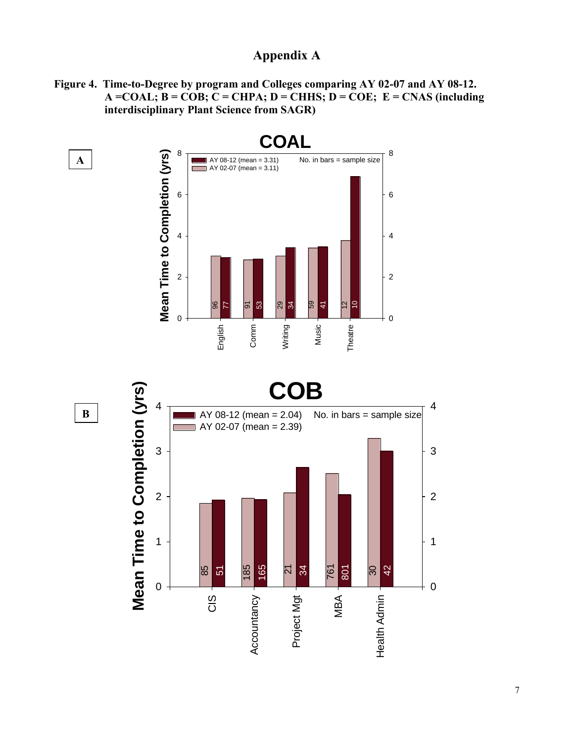# Appendix A

**Figure 4. Time-to-Degree by program and Colleges comparing AY 02-07 and AY 08-12. A =COAL; B = COB; C = CHPA; D = CHHS; D = COE; E = CNAS (including interdisciplinary Plant Science from SAGR)**

**A**

**COAL**

Mean Time to Completion (yrs)

AY 08-12 (mean = 3.31)
AY 02-07 (mean = 3.11)
No. in bars = sample size

| Program | AY 02-07 sample size | AY 08-12 sample size |
|---|---|---|
| English | 96 | 77 |
| Comm | 91 | 53 |
| Writing | 29 | 34 |
| Music | 59 | 41 |
| Theatre | 12 | 10 |

**B**

**COB**

Mean Time to Completion (yrs)

AY 08-12 (mean = 2.04)
AY 02-07 (mean = 2.39)
No. in bars = sample size

| Program | AY 02-07 sample size | AY 08-12 sample size |
|---|---|---|
| CIS | 85 | 51 |
| Accountancy | 185 | 165 |
| Project Mgt | 21 | 34 |
| MBA | 761 | 801 |
| Health Admin | 30 | 42 |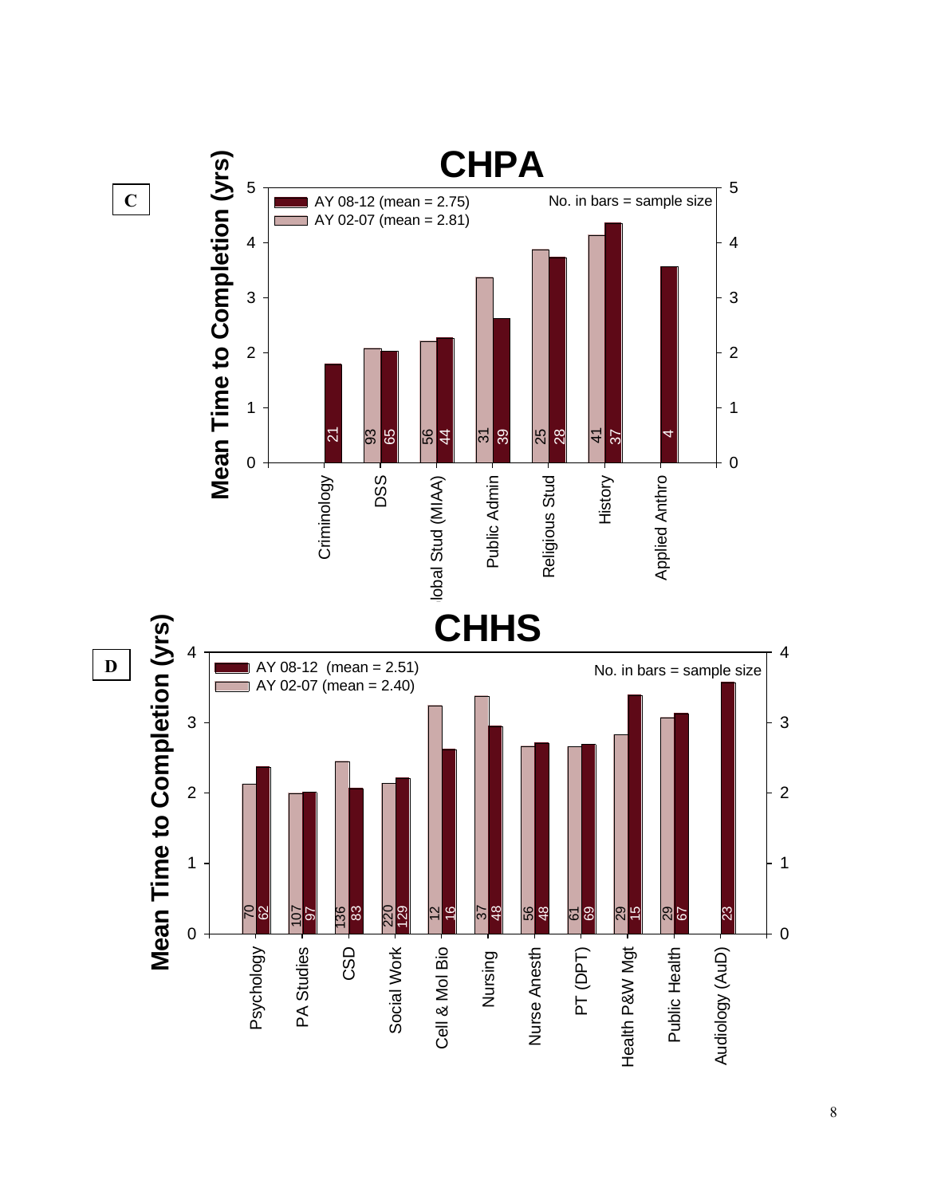**C**

# CHPA

Mean Time to Completion (yrs)

AY 08-12 (mean = 2.75)
AY 02-07 (mean = 2.81)

No. in bars = sample size

| Program | AY 02-07 (n) | AY 08-12 (n) |
|---|---|---|
| Criminology | | 21 |
| DSS | 93 | 65 |
| lobal Stud (MIAA) | 56 | 44 |
| Public Admin | 31 | 39 |
| Religious Stud | 25 | 28 |
| History | 41 | 37 |
| Applied Anthro | | 4 |

**D**

# CHHS

Mean Time to Completion (yrs)

AY 08-12 (mean = 2.51)
AY 02-07 (mean = 2.40)

No. in bars = sample size

| Program | AY 02-07 (n) | AY 08-12 (n) |
|---|---|---|
| Psychology | 70 | 62 |
| PA Studies | 107 | 97 |
| CSD | 136 | 83 |
| Social Work | 220 | 129 |
| Cell & Mol Bio | 12 | 16 |
| Nursing | 37 | 48 |
| Nurse Anesth | 56 | 48 |
| PT (DPT) | 61 | 69 |
| Health P&W Mgt | 29 | 15 |
| Public Health | 29 | 67 |
| Audiology (AuD) | | 23 |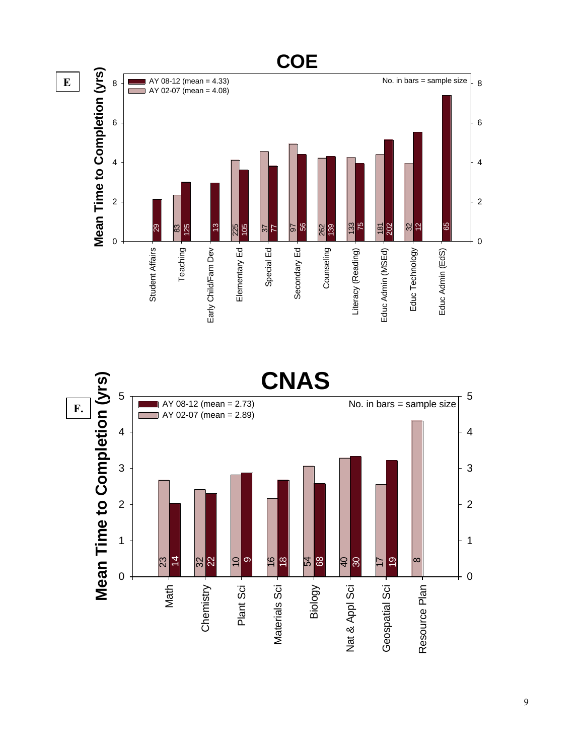E

**COE**

Mean Time to Completion (yrs)

AY 08-12 (mean = 4.33)
AY 02-07 (mean = 4.08)

No. in bars = sample size

0
2
4
6
8

29
83
125
13
225
105
37
77
97
56
262
139
133
75
181
202
32
12
65

Student Affairs
Teaching
Early Child/Fam Dev
Elementary Ed
Special Ed
Secondary Ed
Counseling
Literacy (Reading)
Educ Admin (MSEd)
Educ Technology
Educ Admin (EdS)

F.

**CNAS**

Mean Time to Completion (yrs)

AY 08-12 (mean = 2.73)
AY 02-07 (mean = 2.89)

No. in bars = sample size

0
1
2
3
4
5

23
14
32
22
10
9
16
18
54
68
40
30
17
19
8

Math
Chemistry
Plant Sci
Materials Sci
Biology
Nat & Appl Sci
Geospatial Sci
Resource Plan